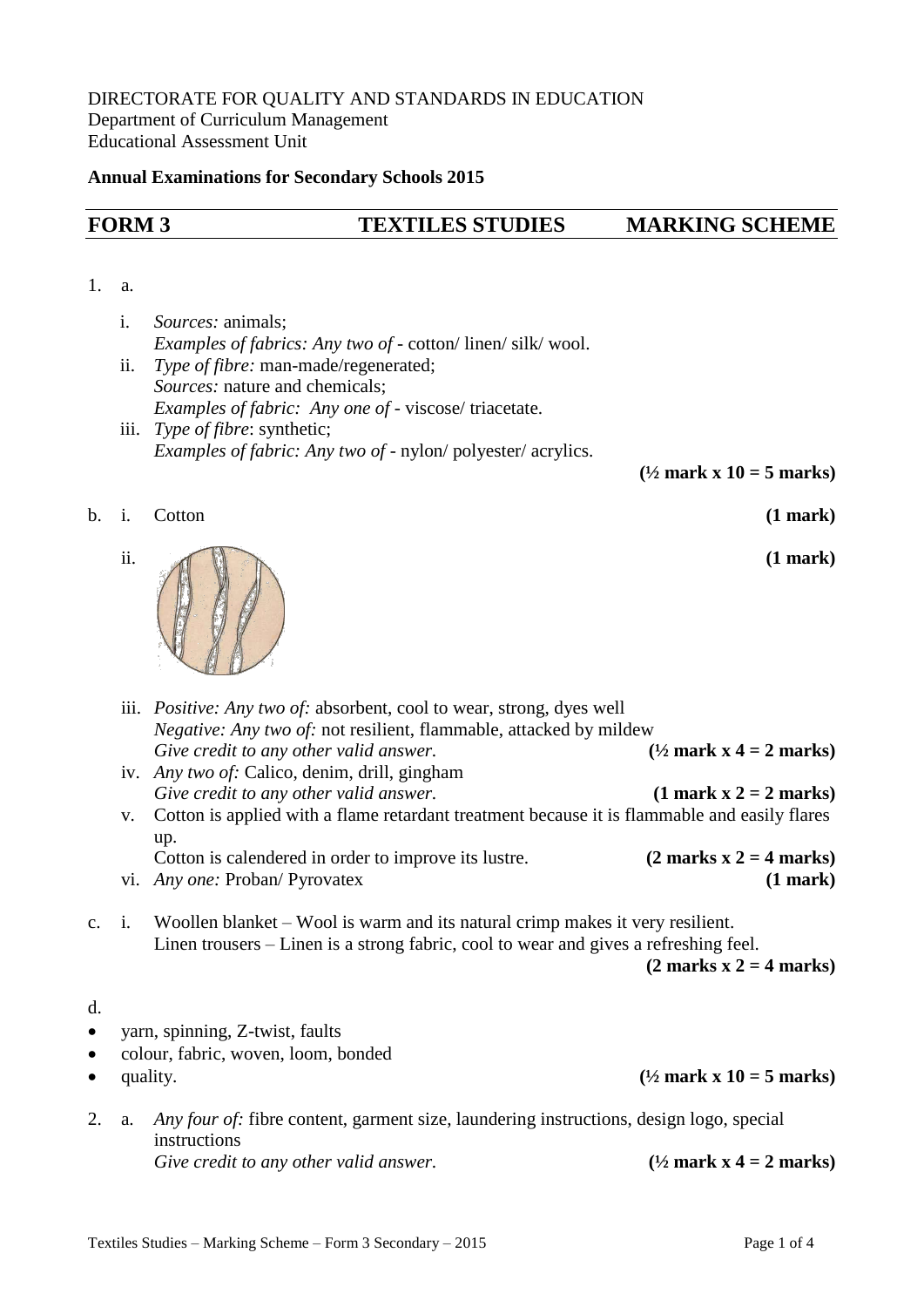DIRECTORATE FOR QUALITY AND STANDARDS IN EDUCATION
Department of Curriculum Management
Educational Assessment Unit

**Annual Examinations for Secondary Schools 2015**

## FORM 3 TEXTILES STUDIES MARKING SCHEME

1. a.

   i. *Sources:* animals;
   *Examples of fabrics: Any two of* - cotton/ linen/ silk/ wool.

   ii. *Type of fibre:* man-made/regenerated;
   *Sources:* nature and chemicals;
   *Examples of fabric: Any one of* - viscose/ triacetate.

   iii. *Type of fibre*: synthetic;
   *Examples of fabric: Any two of* - nylon/ polyester/ acrylics.

   **(½ mark x 10 = 5 marks)**

b. i. Cotton **(1 mark)**

   ii. **(1 mark)**

   iii. *Positive: Any two of:* absorbent, cool to wear, strong, dyes well
   *Negative: Any two of:* not resilient, flammable, attacked by mildew
   *Give credit to any other valid answer.* **(½ mark x 4 = 2 marks)**

   iv. *Any two of:* Calico, denim, drill, gingham
   *Give credit to any other valid answer.* **(1 mark x 2 = 2 marks)**

   v. Cotton is applied with a flame retardant treatment because it is flammable and easily flares up.
   Cotton is calendered in order to improve its lustre. **(2 marks x 2 = 4 marks)**

   vi. *Any one:* Proban/ Pyrovatex **(1 mark)**

c. i. Woollen blanket – Wool is warm and its natural crimp makes it very resilient.
   Linen trousers – Linen is a strong fabric, cool to wear and gives a refreshing feel.

   **(2 marks x 2 = 4 marks)**

d.

- yarn, spinning, Z-twist, faults
- colour, fabric, woven, loom, bonded
- quality. **(½ mark x 10 = 5 marks)**

2. a. *Any four of:* fibre content, garment size, laundering instructions, design logo, special instructions
   *Give credit to any other valid answer.* **(½ mark x 4 = 2 marks)**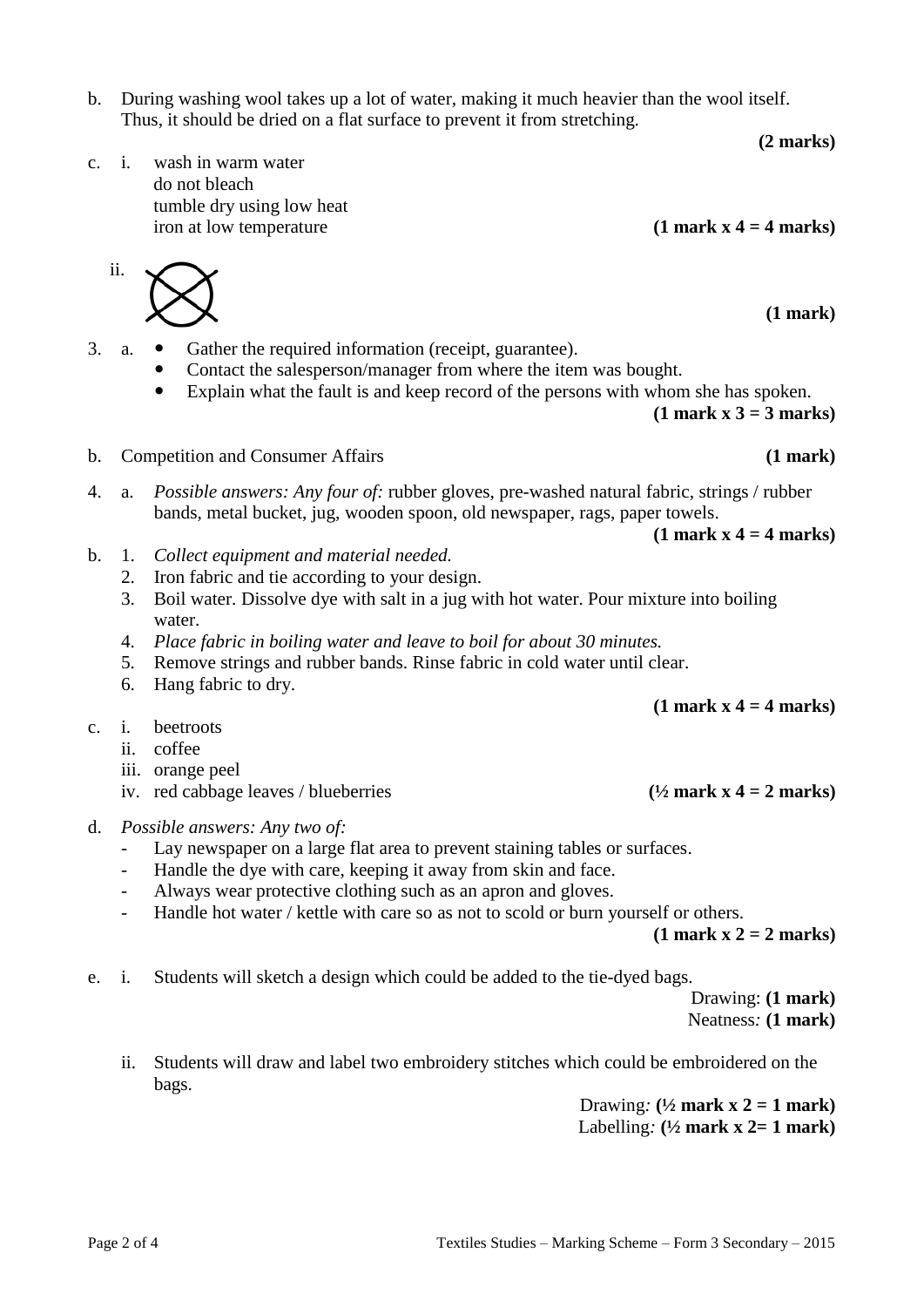b. During washing wool takes up a lot of water, making it much heavier than the wool itself. Thus, it should be dried on a flat surface to prevent it from stretching.

**(2 marks)**

c. i. wash in warm water
do not bleach
tumble dry using low heat
iron at low temperature **(1 mark x 4 = 4 marks)**

ii.

**(1 mark)**

3. a.
   - Gather the required information (receipt, guarantee).
   - Contact the salesperson/manager from where the item was bought.
   - Explain what the fault is and keep record of the persons with whom she has spoken.

   **(1 mark x 3 = 3 marks)**

b. Competition and Consumer Affairs **(1 mark)**

4. a. *Possible answers: Any four of:* rubber gloves, pre-washed natural fabric, strings / rubber bands, metal bucket, jug, wooden spoon, old newspaper, rags, paper towels.

   **(1 mark x 4 = 4 marks)**

b.
1. *Collect equipment and material needed.*
2. Iron fabric and tie according to your design.
3. Boil water. Dissolve dye with salt in a jug with hot water. Pour mixture into boiling water.
4. *Place fabric in boiling water and leave to boil for about 30 minutes.*
5. Remove strings and rubber bands. Rinse fabric in cold water until clear.
6. Hang fabric to dry.

**(1 mark x 4 = 4 marks)**

c. i. beetroots
ii. coffee
iii. orange peel
iv. red cabbage leaves / blueberries **(½ mark x 4 = 2 marks)**

d. *Possible answers: Any two of:*
- Lay newspaper on a large flat area to prevent staining tables or surfaces.
- Handle the dye with care, keeping it away from skin and face.
- Always wear protective clothing such as an apron and gloves.
- Handle hot water / kettle with care so as not to scold or burn yourself or others.

**(1 mark x 2 = 2 marks)**

e. i. Students will sketch a design which could be added to the tie-dyed bags.

Drawing: **(1 mark)**
Neatness*:* **(1 mark)**

ii. Students will draw and label two embroidery stitches which could be embroidered on the bags.

Drawing*:* **(½ mark x 2 = 1 mark)**
Labelling*:* **(½ mark x 2= 1 mark)**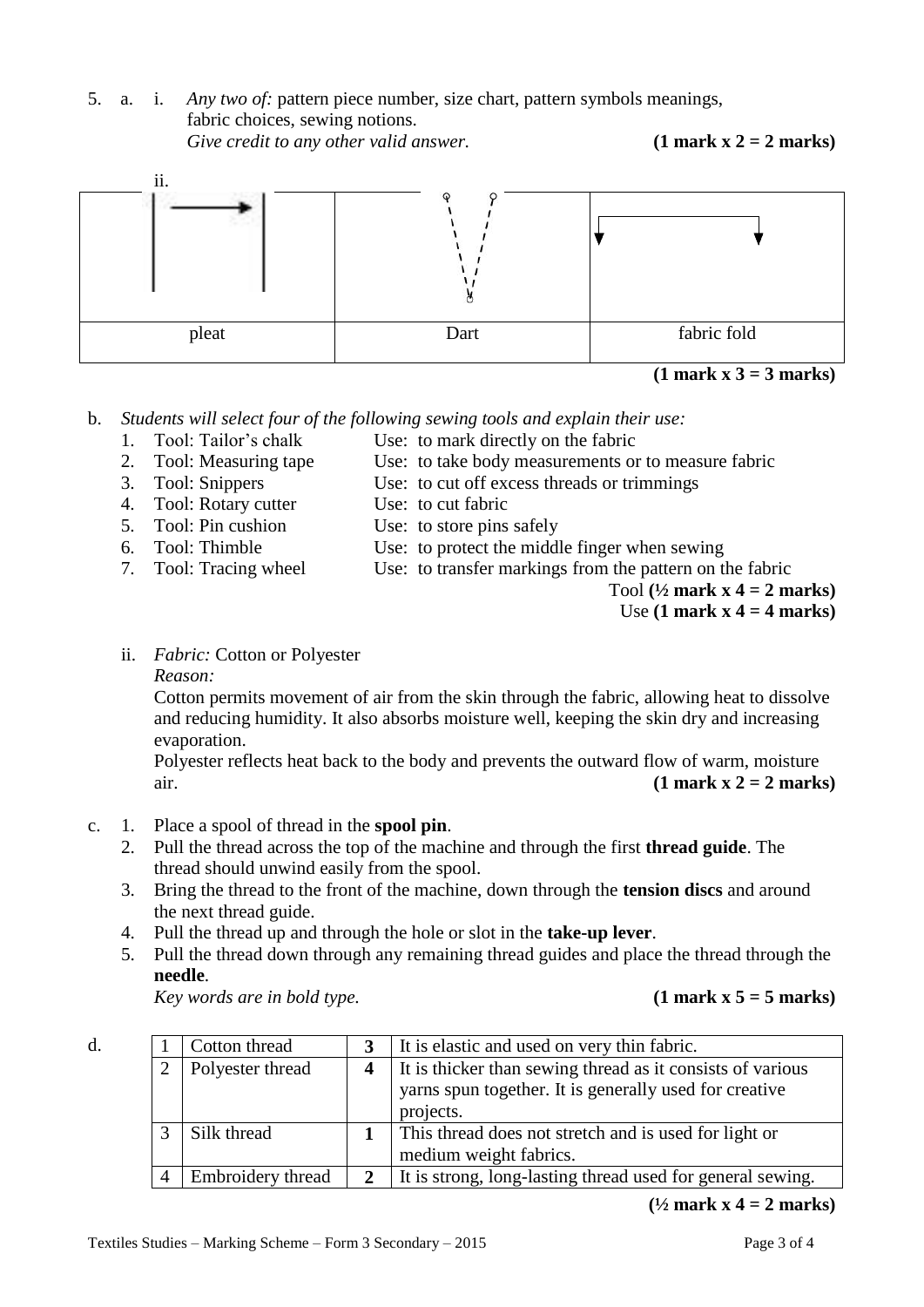5. a. i. *Any two of:* pattern piece number, size chart, pattern symbols meanings, fabric choices, sewing notions.
*Give credit to any other valid answer.* **(1 mark x 2 = 2 marks)**

ii.

| | | |
|---|---|---|
| | | |
| pleat | Dart | fabric fold |

**(1 mark x 3 = 3 marks)**

b. *Students will select four of the following sewing tools and explain their use:*

1. Tool: Tailor's chalk — Use: to mark directly on the fabric
2. Tool: Measuring tape — Use: to take body measurements or to measure fabric
3. Tool: Snippers — Use: to cut off excess threads or trimmings
4. Tool: Rotary cutter — Use: to cut fabric
5. Tool: Pin cushion — Use: to store pins safely
6. Tool: Thimble — Use: to protect the middle finger when sewing
7. Tool: Tracing wheel — Use: to transfer markings from the pattern on the fabric

Tool **(½ mark x 4 = 2 marks)**
Use **(1 mark x 4 = 4 marks)**

ii. *Fabric:* Cotton or Polyester
*Reason:*
Cotton permits movement of air from the skin through the fabric, allowing heat to dissolve and reducing humidity. It also absorbs moisture well, keeping the skin dry and increasing evaporation.
Polyester reflects heat back to the body and prevents the outward flow of warm, moisture air. **(1 mark x 2 = 2 marks)**

c.
1. Place a spool of thread in the **spool pin**.
2. Pull the thread across the top of the machine and through the first **thread guide**. The thread should unwind easily from the spool.
3. Bring the thread to the front of the machine, down through the **tension discs** and around the next thread guide.
4. Pull the thread up and through the hole or slot in the **take-up lever**.
5. Pull the thread down through any remaining thread guides and place the thread through the **needle**.

*Key words are in bold type.* **(1 mark x 5 = 5 marks)**

d.

| | | | |
|---|---|---|---|
| 1 | Cotton thread | **3** | It is elastic and used on very thin fabric. |
| 2 | Polyester thread | **4** | It is thicker than sewing thread as it consists of various yarns spun together. It is generally used for creative projects. |
| 3 | Silk thread | **1** | This thread does not stretch and is used for light or medium weight fabrics. |
| 4 | Embroidery thread | **2** | It is strong, long-lasting thread used for general sewing. |

**(½ mark x 4 = 2 marks)**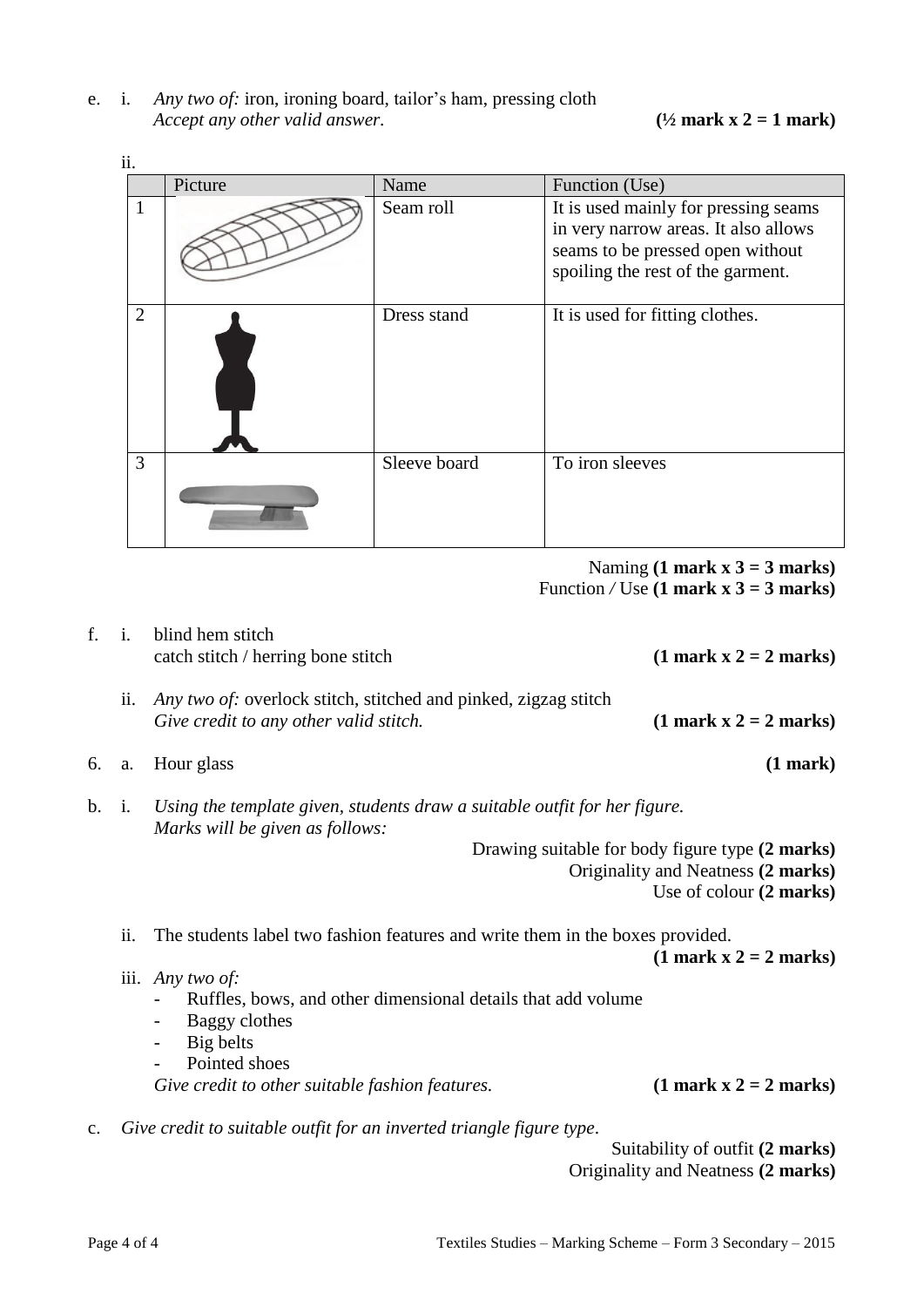e. i. *Any two of:* iron, ironing board, tailor's ham, pressing cloth
*Accept any other valid answer.* **(½ mark x 2 = 1 mark)**

ii.

| | Picture | Name | Function (Use) |
|---|---|---|---|
| 1 | | Seam roll | It is used mainly for pressing seams in very narrow areas. It also allows seams to be pressed open without spoiling the rest of the garment. |
| 2 | | Dress stand | It is used for fitting clothes. |
| 3 | | Sleeve board | To iron sleeves |

Naming **(1 mark x 3 = 3 marks)**
Function / Use **(1 mark x 3 = 3 marks)**

f. i. blind hem stitch
catch stitch / herring bone stitch **(1 mark x 2 = 2 marks)**

ii. *Any two of:* overlock stitch, stitched and pinked, zigzag stitch
*Give credit to any other valid stitch.* **(1 mark x 2 = 2 marks)**

6. a. Hour glass **(1 mark)**

b. i. *Using the template given, students draw a suitable outfit for her figure. Marks will be given as follows:*

Drawing suitable for body figure type **(2 marks)**
Originality and Neatness **(2 marks)**
Use of colour **(2 marks)**

ii. The students label two fashion features and write them in the boxes provided. **(1 mark x 2 = 2 marks)**

iii. *Any two of:*
- Ruffles, bows, and other dimensional details that add volume
- Baggy clothes
- Big belts
- Pointed shoes

*Give credit to other suitable fashion features.* **(1 mark x 2 = 2 marks)**

c. *Give credit to suitable outfit for an inverted triangle figure type.*

Suitability of outfit **(2 marks)**
Originality and Neatness **(2 marks)**